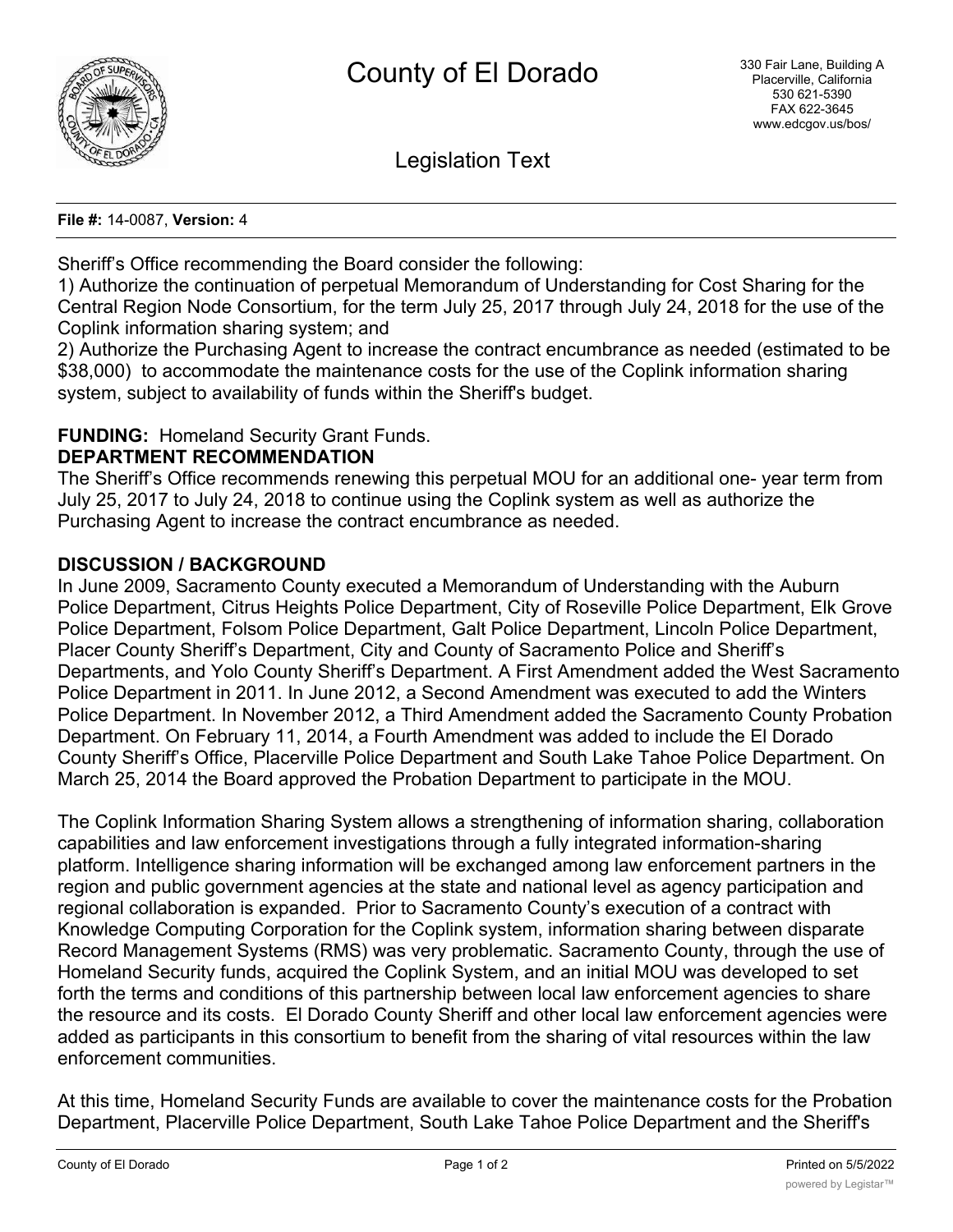# County of El Dorado

330 Fair Lane, Building A
Placerville, California
530 621-5390
FAX 622-3645
www.edcgov.us/bos/

## Legislation Text

**File #:** 14-0087, **Version:** 4

Sheriff's Office recommending the Board consider the following:
1) Authorize the continuation of perpetual Memorandum of Understanding for Cost Sharing for the Central Region Node Consortium, for the term July 25, 2017 through July 24, 2018 for the use of the Coplink information sharing system; and
2) Authorize the Purchasing Agent to increase the contract encumbrance as needed (estimated to be $38,000) to accommodate the maintenance costs for the use of the Coplink information sharing system, subject to availability of funds within the Sheriff's budget.

**FUNDING:** Homeland Security Grant Funds.

**DEPARTMENT RECOMMENDATION**

The Sheriff's Office recommends renewing this perpetual MOU for an additional one- year term from July 25, 2017 to July 24, 2018 to continue using the Coplink system as well as authorize the Purchasing Agent to increase the contract encumbrance as needed.

**DISCUSSION / BACKGROUND**

In June 2009, Sacramento County executed a Memorandum of Understanding with the Auburn Police Department, Citrus Heights Police Department, City of Roseville Police Department, Elk Grove Police Department, Folsom Police Department, Galt Police Department, Lincoln Police Department, Placer County Sheriff's Department, City and County of Sacramento Police and Sheriff's Departments, and Yolo County Sheriff's Department. A First Amendment added the West Sacramento Police Department in 2011. In June 2012, a Second Amendment was executed to add the Winters Police Department. In November 2012, a Third Amendment added the Sacramento County Probation Department. On February 11, 2014, a Fourth Amendment was added to include the El Dorado County Sheriff's Office, Placerville Police Department and South Lake Tahoe Police Department. On March 25, 2014 the Board approved the Probation Department to participate in the MOU.

The Coplink Information Sharing System allows a strengthening of information sharing, collaboration capabilities and law enforcement investigations through a fully integrated information-sharing platform. Intelligence sharing information will be exchanged among law enforcement partners in the region and public government agencies at the state and national level as agency participation and regional collaboration is expanded. Prior to Sacramento County's execution of a contract with Knowledge Computing Corporation for the Coplink system, information sharing between disparate Record Management Systems (RMS) was very problematic. Sacramento County, through the use of Homeland Security funds, acquired the Coplink System, and an initial MOU was developed to set forth the terms and conditions of this partnership between local law enforcement agencies to share the resource and its costs. El Dorado County Sheriff and other local law enforcement agencies were added as participants in this consortium to benefit from the sharing of vital resources within the law enforcement communities.

At this time, Homeland Security Funds are available to cover the maintenance costs for the Probation Department, Placerville Police Department, South Lake Tahoe Police Department and the Sheriff's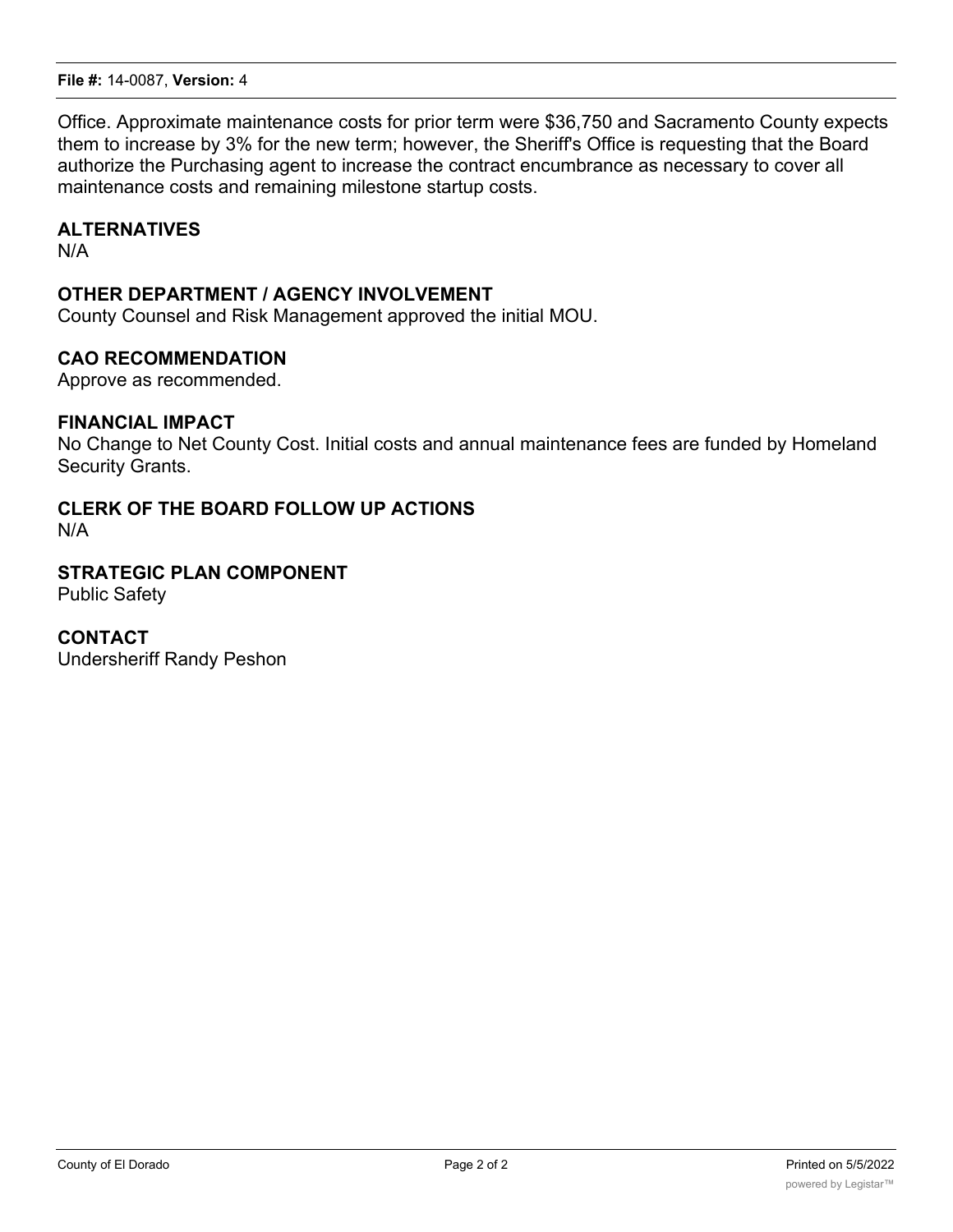Office. Approximate maintenance costs for prior term were $36,750 and Sacramento County expects them to increase by 3% for the new term; however, the Sheriff's Office is requesting that the Board authorize the Purchasing agent to increase the contract encumbrance as necessary to cover all maintenance costs and remaining milestone startup costs.

**ALTERNATIVES**

N/A

**OTHER DEPARTMENT / AGENCY INVOLVEMENT**

County Counsel and Risk Management approved the initial MOU.

**CAO RECOMMENDATION**

Approve as recommended.

**FINANCIAL IMPACT**

No Change to Net County Cost. Initial costs and annual maintenance fees are funded by Homeland Security Grants.

**CLERK OF THE BOARD FOLLOW UP ACTIONS**

N/A

**STRATEGIC PLAN COMPONENT**

Public Safety

**CONTACT**

Undersheriff Randy Peshon